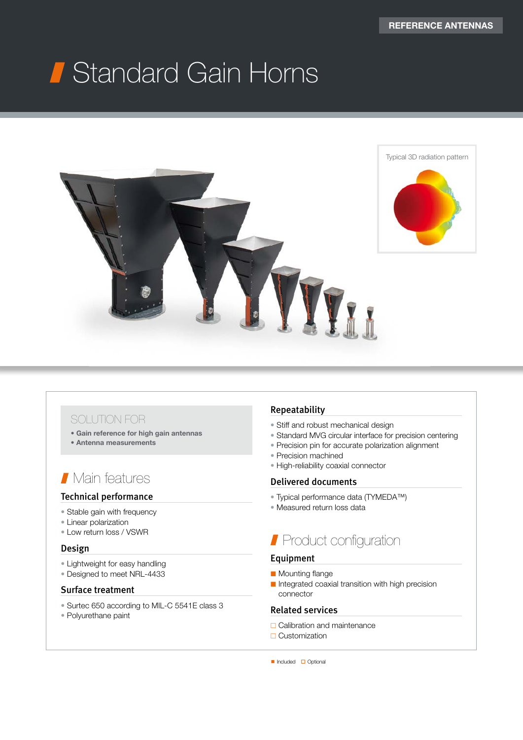REFERENCE ANTENNAS

# Standard Gain Horns

Typical 3D radiation pattern

## SOLUTION FOR

- **Gain reference for high gain antennas**
- **Antenna measurements**

## Main features

### Technical performance

- Stable gain with frequency
- Linear polarization
- Low return loss / VSWR

### Design

- Lightweight for easy handling
- Designed to meet NRL-4433

### Surface treatment

- Surtec 650 according to MIL-C 5541E class 3
- Polyurethane paint

### Repeatability

- Stiff and robust mechanical design
- Standard MVG circular interface for precision centering
- Precision pin for accurate polarization alignment
- Precision machined
- High-reliability coaxial connector

### Delivered documents

- Typical performance data (TYMEDA™)
- Measured return loss data

## Product configuration

### Equipment

- ■ Mounting flange
- ■ Integrated coaxial transition with high precision connector

### Related services

- □ Calibration and maintenance
- □ Customization

■ Included □ Optional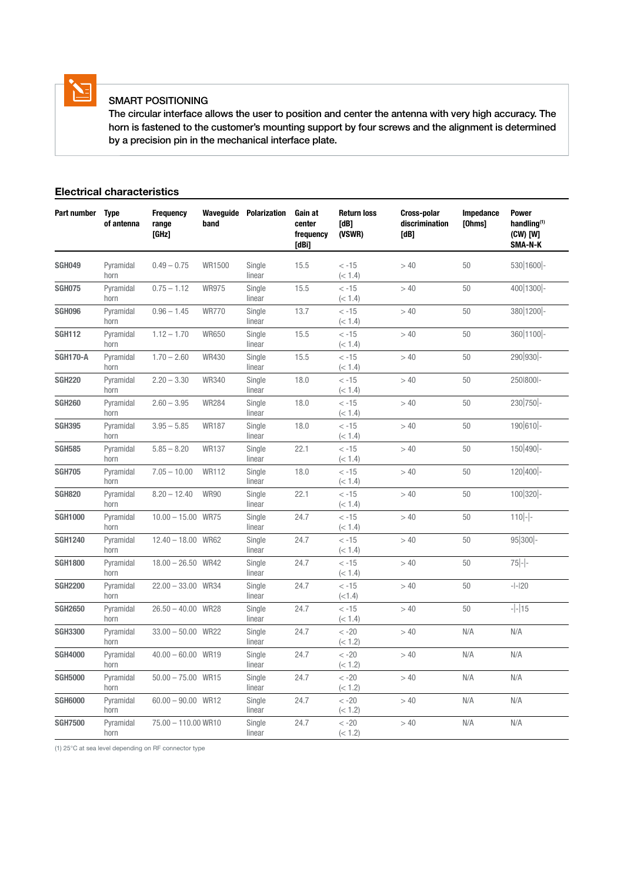**SMART POSITIONING**
The circular interface allows the user to position and center the antenna with very high accuracy. The horn is fastened to the customer's mounting support by four screws and the alignment is determined by a precision pin in the mechanical interface plate.

## Electrical characteristics

| Part number | Type of antenna | Frequency range [GHz] | Waveguide band | Polarization | Gain at center frequency [dBi] | Return loss [dB] (VSWR) | Cross-polar discrimination [dB] | Impedance [Ohms] | Power handling[(1)] (CW) [W] SMA-N-K |
|---|---|---|---|---|---|---|---|---|---|
| **SGH049** | Pyramidal horn | 0.49 – 0.75 | WR1500 | Single linear | 15.5 | < -15 (< 1.4) | > 40 | 50 | 530\|1600\|- |
| **SGH075** | Pyramidal horn | 0.75 – 1.12 | WR975 | Single linear | 15.5 | < -15 (< 1.4) | > 40 | 50 | 400\|1300\|- |
| **SGH096** | Pyramidal horn | 0.96 – 1.45 | WR770 | Single linear | 13.7 | < -15 (< 1.4) | > 40 | 50 | 380\|1200\|- |
| **SGH112** | Pyramidal horn | 1.12 – 1.70 | WR650 | Single linear | 15.5 | < -15 (< 1.4) | > 40 | 50 | 360\|1100\|- |
| **SGH170-A** | Pyramidal horn | 1.70 – 2.60 | WR430 | Single linear | 15.5 | < -15 (< 1.4) | > 40 | 50 | 290\|930\|- |
| **SGH220** | Pyramidal horn | 2.20 – 3.30 | WR340 | Single linear | 18.0 | < -15 (< 1.4) | > 40 | 50 | 250\|800\|- |
| **SGH260** | Pyramidal horn | 2.60 – 3.95 | WR284 | Single linear | 18.0 | < -15 (< 1.4) | > 40 | 50 | 230\|750\|- |
| **SGH395** | Pyramidal horn | 3.95 – 5.85 | WR187 | Single linear | 18.0 | < -15 (< 1.4) | > 40 | 50 | 190\|610\|- |
| **SGH585** | Pyramidal horn | 5.85 – 8.20 | WR137 | Single linear | 22.1 | < -15 (< 1.4) | > 40 | 50 | 150\|490\|- |
| **SGH705** | Pyramidal horn | 7.05 – 10.00 | WR112 | Single linear | 18.0 | < -15 (< 1.4) | > 40 | 50 | 120\|400\|- |
| **SGH820** | Pyramidal horn | 8.20 – 12.40 | WR90 | Single linear | 22.1 | < -15 (< 1.4) | > 40 | 50 | 100\|320\|- |
| **SGH1000** | Pyramidal horn | 10.00 – 15.00 | WR75 | Single linear | 24.7 | < -15 (< 1.4) | > 40 | 50 | 110\|-\|- |
| **SGH1240** | Pyramidal horn | 12.40 – 18.00 | WR62 | Single linear | 24.7 | < -15 (< 1.4) | > 40 | 50 | 95\|300\|- |
| **SGH1800** | Pyramidal horn | 18.00 – 26.50 | WR42 | Single linear | 24.7 | < -15 (< 1.4) | > 40 | 50 | 75\|-\|- |
| **SGH2200** | Pyramidal horn | 22.00 – 33.00 | WR34 | Single linear | 24.7 | < -15 (<1.4) | > 40 | 50 | -\|-\|20 |
| **SGH2650** | Pyramidal horn | 26.50 – 40.00 | WR28 | Single linear | 24.7 | < -15 (< 1.4) | > 40 | 50 | -\|-\|15 |
| **SGH3300** | Pyramidal horn | 33.00 – 50.00 | WR22 | Single linear | 24.7 | < -20 (< 1.2) | > 40 | N/A | N/A |
| **SGH4000** | Pyramidal horn | 40.00 – 60.00 | WR19 | Single linear | 24.7 | < -20 (< 1.2) | > 40 | N/A | N/A |
| **SGH5000** | Pyramidal horn | 50.00 – 75.00 | WR15 | Single linear | 24.7 | < -20 (< 1.2) | > 40 | N/A | N/A |
| **SGH6000** | Pyramidal horn | 60.00 – 90.00 | WR12 | Single linear | 24.7 | < -20 (< 1.2) | > 40 | N/A | N/A |
| **SGH7500** | Pyramidal horn | 75.00 – 110.00 | WR10 | Single linear | 24.7 | < -20 (< 1.2) | > 40 | N/A | N/A |

(1) 25°C at sea level depending on RF connector type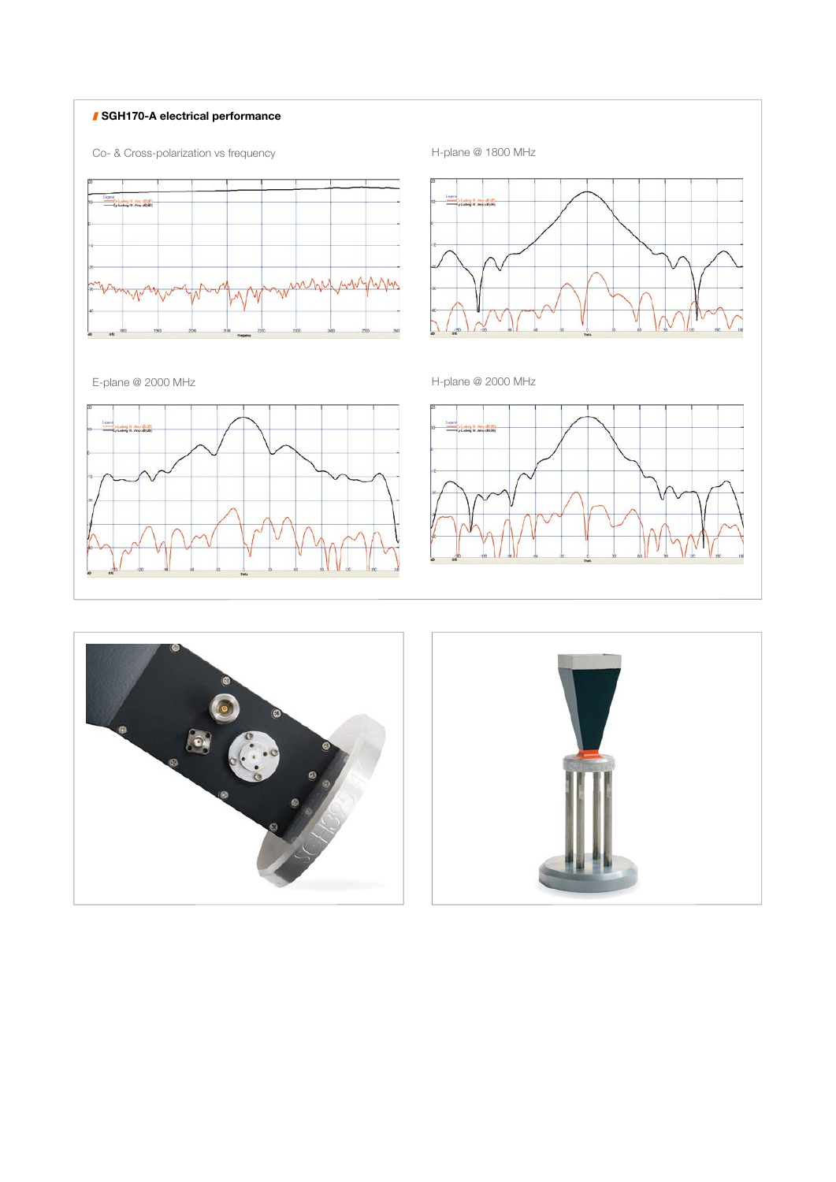## SGH170-A electrical performance

Co- & Cross-polarization vs frequency

H-plane @ 1800 MHz

E-plane @ 2000 MHz

H-plane @ 2000 MHz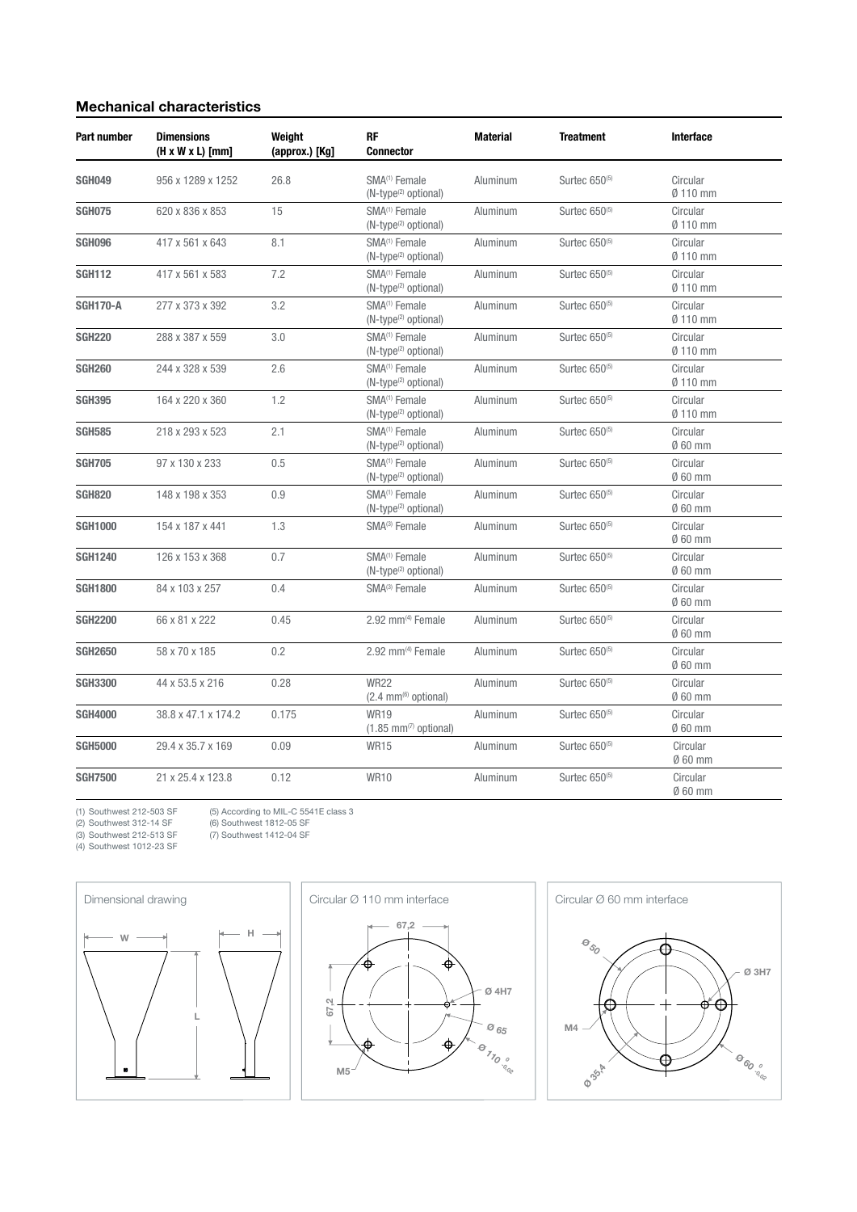## Mechanical characteristics

| Part number | Dimensions (H x W x L) [mm] | Weight (approx.) [Kg] | RF Connector | Material | Treatment | Interface |
|---|---|---|---|---|---|---|
| **SGH049** | 956 x 1289 x 1252 | 26.8 | SMA[1] Female (N-type[2] optional) | Aluminum | Surtec 650[5] | Circular Ø 110 mm |
| **SGH075** | 620 x 836 x 853 | 15 | SMA[1] Female (N-type[2] optional) | Aluminum | Surtec 650[5] | Circular Ø 110 mm |
| **SGH096** | 417 x 561 x 643 | 8.1 | SMA[1] Female (N-type[2] optional) | Aluminum | Surtec 650[5] | Circular Ø 110 mm |
| **SGH112** | 417 x 561 x 583 | 7.2 | SMA[1] Female (N-type[2] optional) | Aluminum | Surtec 650[5] | Circular Ø 110 mm |
| **SGH170-A** | 277 x 373 x 392 | 3.2 | SMA[1] Female (N-type[2] optional) | Aluminum | Surtec 650[5] | Circular Ø 110 mm |
| **SGH220** | 288 x 387 x 559 | 3.0 | SMA[1] Female (N-type[2] optional) | Aluminum | Surtec 650[5] | Circular Ø 110 mm |
| **SGH260** | 244 x 328 x 539 | 2.6 | SMA[1] Female (N-type[2] optional) | Aluminum | Surtec 650[5] | Circular Ø 110 mm |
| **SGH395** | 164 x 220 x 360 | 1.2 | SMA[1] Female (N-type[2] optional) | Aluminum | Surtec 650[5] | Circular Ø 110 mm |
| **SGH585** | 218 x 293 x 523 | 2.1 | SMA[1] Female (N-type[2] optional) | Aluminum | Surtec 650[5] | Circular Ø 60 mm |
| **SGH705** | 97 x 130 x 233 | 0.5 | SMA[1] Female (N-type[2] optional) | Aluminum | Surtec 650[5] | Circular Ø 60 mm |
| **SGH820** | 148 x 198 x 353 | 0.9 | SMA[1] Female (N-type[2] optional) | Aluminum | Surtec 650[5] | Circular Ø 60 mm |
| **SGH1000** | 154 x 187 x 441 | 1.3 | SMA[3] Female | Aluminum | Surtec 650[5] | Circular Ø 60 mm |
| **SGH1240** | 126 x 153 x 368 | 0.7 | SMA[1] Female (N-type[2] optional) | Aluminum | Surtec 650[5] | Circular Ø 60 mm |
| **SGH1800** | 84 x 103 x 257 | 0.4 | SMA[3] Female | Aluminum | Surtec 650[5] | Circular Ø 60 mm |
| **SGH2200** | 66 x 81 x 222 | 0.45 | 2.92 mm[4] Female | Aluminum | Surtec 650[5] | Circular Ø 60 mm |
| **SGH2650** | 58 x 70 x 185 | 0.2 | 2.92 mm[4] Female | Aluminum | Surtec 650[5] | Circular Ø 60 mm |
| **SGH3300** | 44 x 53.5 x 216 | 0.28 | WR22 (2.4 mm[6] optional) | Aluminum | Surtec 650[5] | Circular Ø 60 mm |
| **SGH4000** | 38.8 x 47.1 x 174.2 | 0.175 | WR19 (1.85 mm[7] optional) | Aluminum | Surtec 650[5] | Circular Ø 60 mm |
| **SGH5000** | 29.4 x 35.7 x 169 | 0.09 | WR15 | Aluminum | Surtec 650[5] | Circular Ø 60 mm |
| **SGH7500** | 21 x 25.4 x 123.8 | 0.12 | WR10 | Aluminum | Surtec 650[5] | Circular Ø 60 mm |

(1) Southwest 212-503 SF
(2) Southwest 312-14 SF
(3) Southwest 212-513 SF
(4) Southwest 1012-23 SF
(5) According to MIL-C 5541E class 3
(6) Southwest 1812-05 SF
(7) Southwest 1412-04 SF

Dimensional drawing

W H L

Circular Ø 110 mm interface

67,2 67,2 Ø 4H7 Ø 65 Ø 110 $^{0}_{-0,02}$ M5

Circular Ø 60 mm interface

Ø 50 Ø 3H7 M4 Ø 35,4 Ø 60 $^{0}_{-0,02}$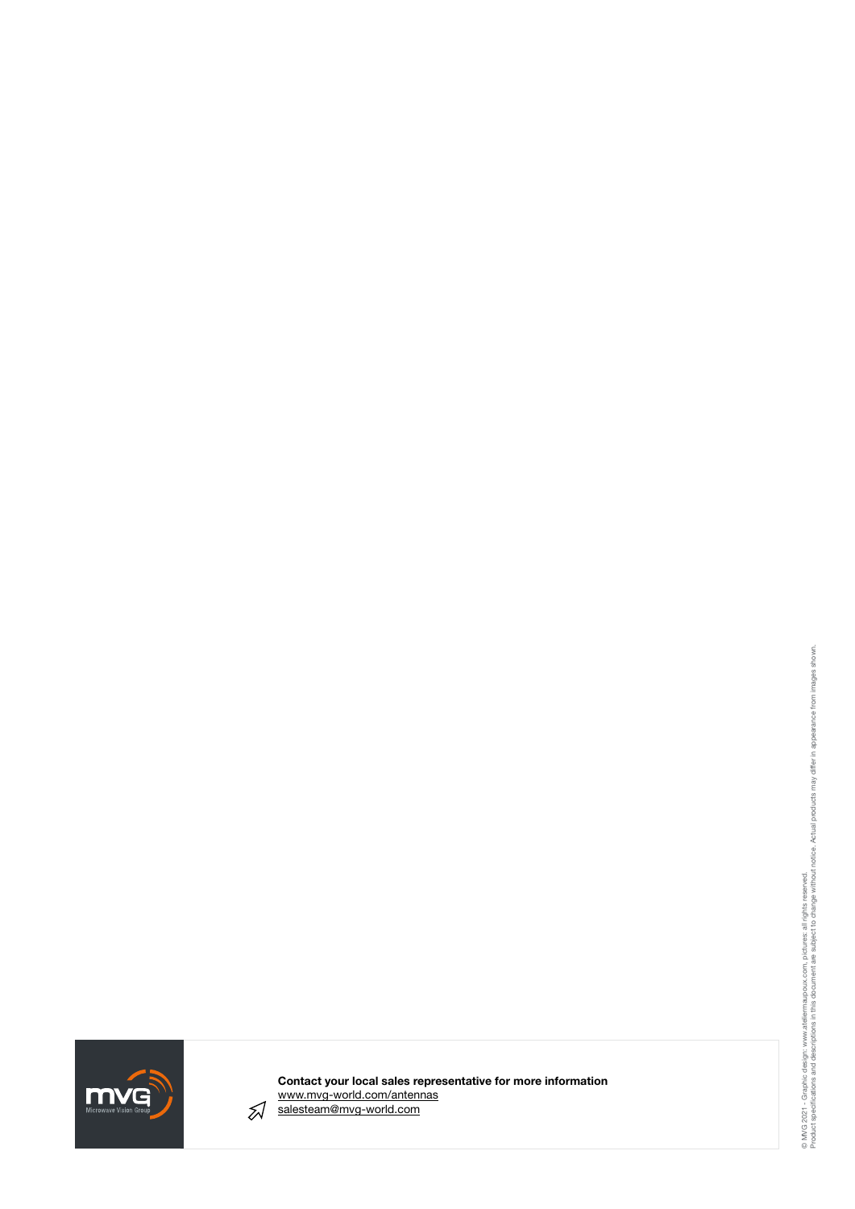**Contact your local sales representative for more information**
www.mvg-world.com/antennas
salesteam@mvg-world.com

© MVG 2021 - Graphic design: www.ateliermaupoux.com, pictures: all rights reserved.
Product specifications and descriptions in this document are subject to change without notice. Actual products may differ in appearance from images shown.